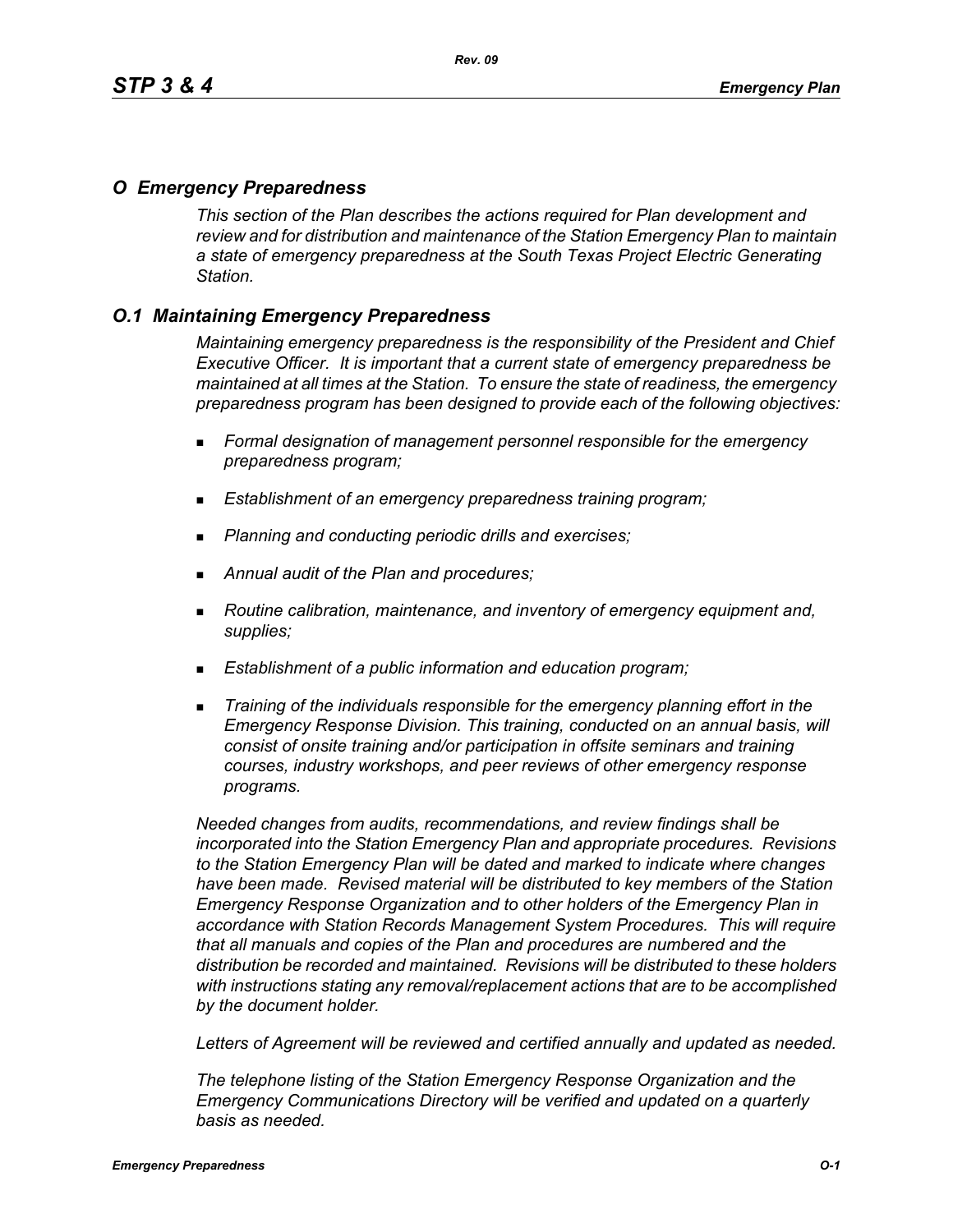# *O Emergency Preparedness*

*This section of the Plan describes the actions required for Plan development and review and for distribution and maintenance of the Station Emergency Plan to maintain a state of emergency preparedness at the South Texas Project Electric Generating Station.*

## *O.1 Maintaining Emergency Preparedness*

*Maintaining emergency preparedness is the responsibility of the President and Chief Executive Officer. It is important that a current state of emergency preparedness be maintained at all times at the Station. To ensure the state of readiness, the emergency preparedness program has been designed to provide each of the following objectives:*

- *Formal designation of management personnel responsible for the emergency preparedness program;*
- *Establishment of an emergency preparedness training program;*
- *Planning and conducting periodic drills and exercises;*
- *Annual audit of the Plan and procedures;*
- *Routine calibration, maintenance, and inventory of emergency equipment and, supplies;*
- *Establishment of a public information and education program;*
- *Training of the individuals responsible for the emergency planning effort in the Emergency Response Division. This training, conducted on an annual basis, will consist of onsite training and/or participation in offsite seminars and training courses, industry workshops, and peer reviews of other emergency response programs.*

*Needed changes from audits, recommendations, and review findings shall be incorporated into the Station Emergency Plan and appropriate procedures. Revisions to the Station Emergency Plan will be dated and marked to indicate where changes have been made. Revised material will be distributed to key members of the Station Emergency Response Organization and to other holders of the Emergency Plan in accordance with Station Records Management System Procedures. This will require that all manuals and copies of the Plan and procedures are numbered and the distribution be recorded and maintained. Revisions will be distributed to these holders with instructions stating any removal/replacement actions that are to be accomplished by the document holder.*

*Letters of Agreement will be reviewed and certified annually and updated as needed.*

*The telephone listing of the Station Emergency Response Organization and the Emergency Communications Directory will be verified and updated on a quarterly basis as needed.*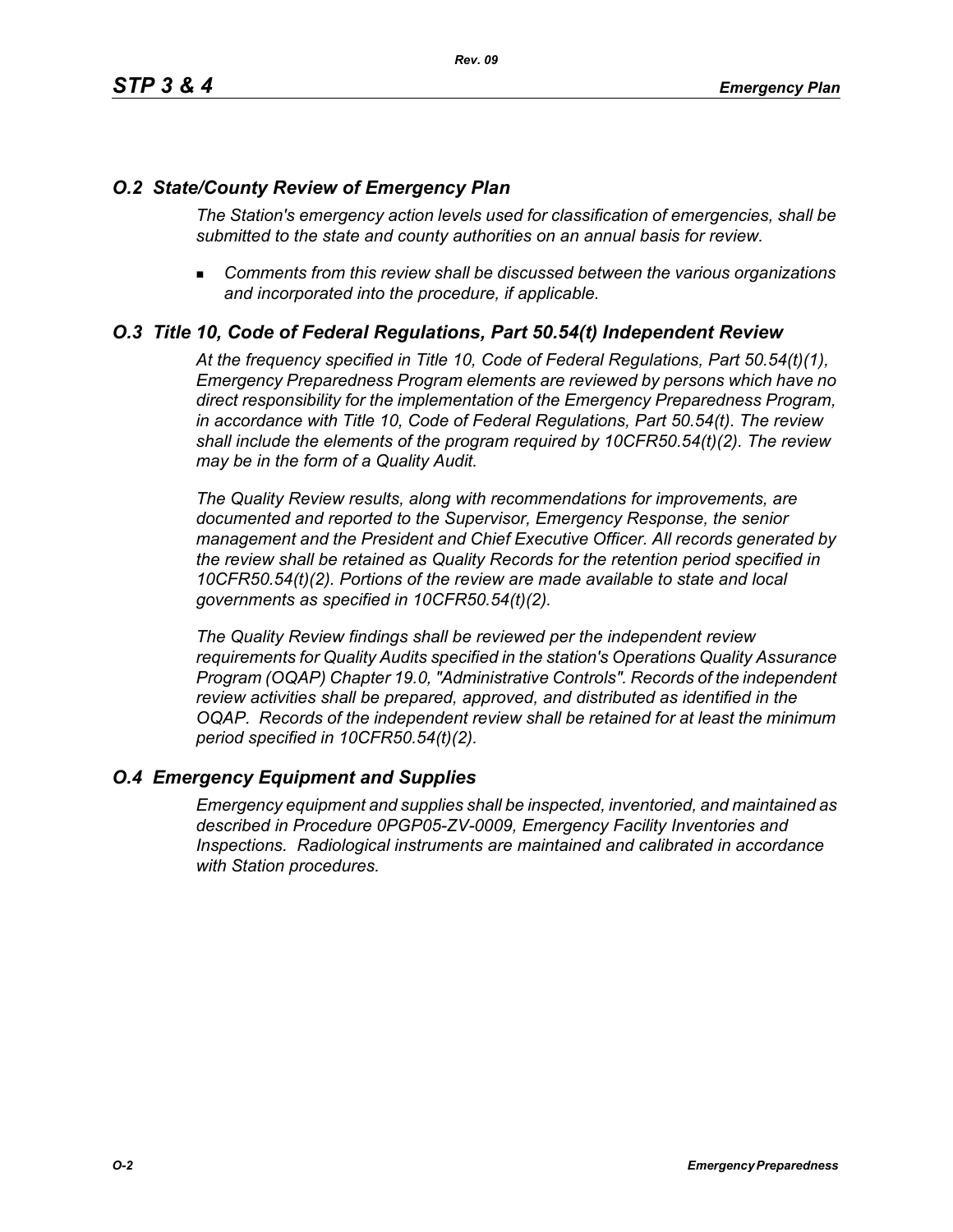## *O.2 State/County Review of Emergency Plan*

*The Station's emergency action levels used for classification of emergencies, shall be submitted to the state and county authorities on an annual basis for review.*

- *Comments from this review shall be discussed between the various organizations and incorporated into the procedure, if applicable.*

## *O.3 Title 10, Code of Federal Regulations, Part 50.54(t) Independent Review*

*At the frequency specified in Title 10, Code of Federal Regulations, Part 50.54(t)(1), Emergency Preparedness Program elements are reviewed by persons which have no direct responsibility for the implementation of the Emergency Preparedness Program, in accordance with Title 10, Code of Federal Regulations, Part 50.54(t). The review shall include the elements of the program required by 10CFR50.54(t)(2). The review may be in the form of a Quality Audit.*

*The Quality Review results, along with recommendations for improvements, are documented and reported to the Supervisor, Emergency Response, the senior management and the President and Chief Executive Officer. All records generated by the review shall be retained as Quality Records for the retention period specified in 10CFR50.54(t)(2). Portions of the review are made available to state and local governments as specified in 10CFR50.54(t)(2).*

*The Quality Review findings shall be reviewed per the independent review requirements for Quality Audits specified in the station's Operations Quality Assurance Program (OQAP) Chapter 19.0, "Administrative Controls". Records of the independent review activities shall be prepared, approved, and distributed as identified in the OQAP. Records of the independent review shall be retained for at least the minimum period specified in 10CFR50.54(t)(2).*

## *O.4 Emergency Equipment and Supplies*

*Emergency equipment and supplies shall be inspected, inventoried, and maintained as described in Procedure 0PGP05-ZV-0009, Emergency Facility Inventories and Inspections. Radiological instruments are maintained and calibrated in accordance with Station procedures.*